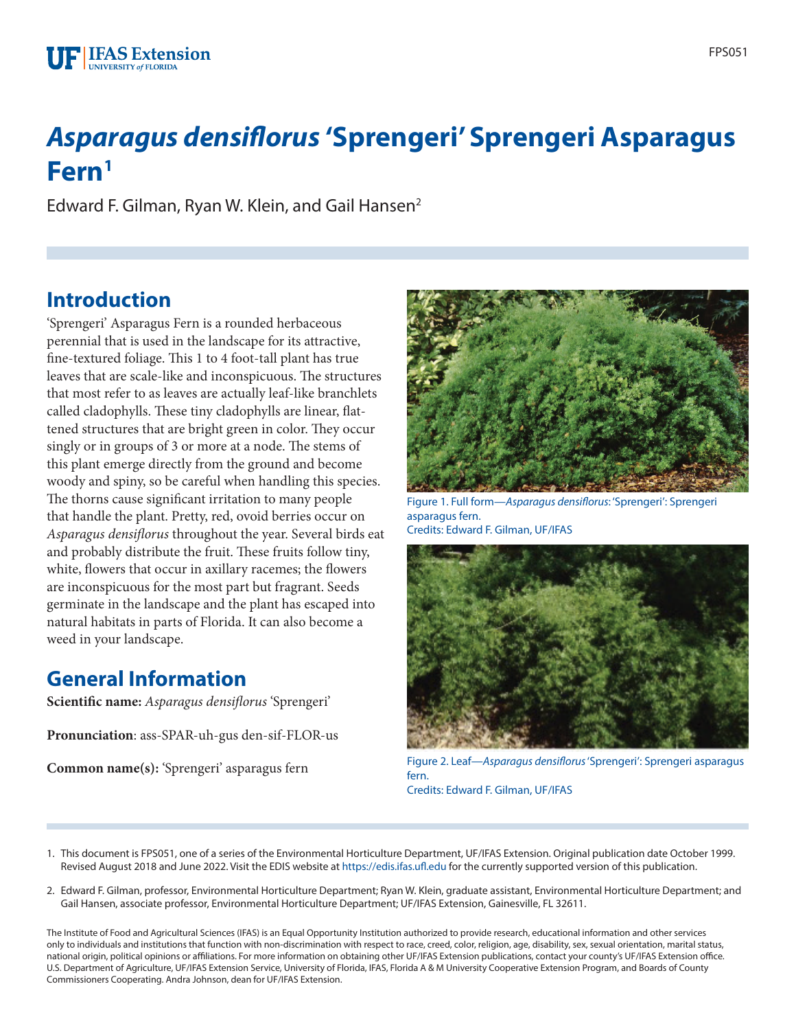# *Asparagus densiflorus* 'Sprengeri' Sprengeri Asparagus Fern[1]

Edward F. Gilman, Ryan W. Klein, and Gail Hansen[2]

## Introduction

'Sprengeri' Asparagus Fern is a rounded herbaceous perennial that is used in the landscape for its attractive, fine-textured foliage. This 1 to 4 foot-tall plant has true leaves that are scale-like and inconspicuous. The structures that most refer to as leaves are actually leaf-like branchlets called cladophylls. These tiny cladophylls are linear, flattened structures that are bright green in color. They occur singly or in groups of 3 or more at a node. The stems of this plant emerge directly from the ground and become woody and spiny, so be careful when handling this species. The thorns cause significant irritation to many people that handle the plant. Pretty, red, ovoid berries occur on *Asparagus densiflorus* throughout the year. Several birds eat and probably distribute the fruit. These fruits follow tiny, white, flowers that occur in axillary racemes; the flowers are inconspicuous for the most part but fragrant. Seeds germinate in the landscape and the plant has escaped into natural habitats in parts of Florida. It can also become a weed in your landscape.

Figure 1. Full form—*Asparagus densiflorus*: 'Sprengeri': Sprengeri asparagus fern.
Credits: Edward F. Gilman, UF/IFAS

Figure 2. Leaf—*Asparagus densiflorus* 'Sprengeri': Sprengeri asparagus fern.
Credits: Edward F. Gilman, UF/IFAS

## General Information

**Scientific name:** *Asparagus densiflorus* 'Sprengeri'

**Pronunciation**: ass-SPAR-uh-gus den-sif-FLOR-us

**Common name(s):** 'Sprengeri' asparagus fern

1. This document is FPS051, one of a series of the Environmental Horticulture Department, UF/IFAS Extension. Original publication date October 1999. Revised August 2018 and June 2022. Visit the EDIS website at https://edis.ifas.ufl.edu for the currently supported version of this publication.

2. Edward F. Gilman, professor, Environmental Horticulture Department; Ryan W. Klein, graduate assistant, Environmental Horticulture Department; and Gail Hansen, associate professor, Environmental Horticulture Department; UF/IFAS Extension, Gainesville, FL 32611.

The Institute of Food and Agricultural Sciences (IFAS) is an Equal Opportunity Institution authorized to provide research, educational information and other services only to individuals and institutions that function with non-discrimination with respect to race, creed, color, religion, age, disability, sex, sexual orientation, marital status, national origin, political opinions or affiliations. For more information on obtaining other UF/IFAS Extension publications, contact your county's UF/IFAS Extension office. U.S. Department of Agriculture, UF/IFAS Extension Service, University of Florida, IFAS, Florida A & M University Cooperative Extension Program, and Boards of County Commissioners Cooperating. Andra Johnson, dean for UF/IFAS Extension.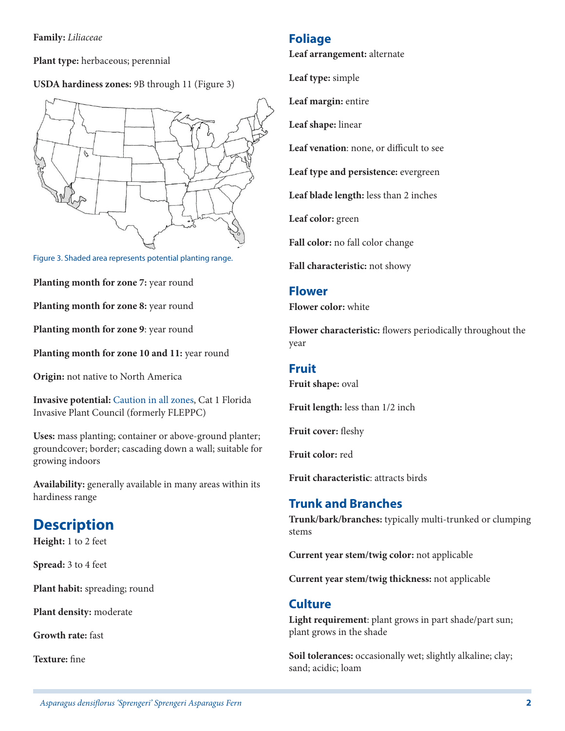**Family:** *Liliaceae*

**Plant type:** herbaceous; perennial

**USDA hardiness zones:** 9B through 11 (Figure 3)

Figure 3. Shaded area represents potential planting range.

**Planting month for zone 7:** year round

**Planting month for zone 8:** year round

**Planting month for zone 9**: year round

**Planting month for zone 10 and 11:** year round

**Origin:** not native to North America

**Invasive potential:** Caution in all zones, Cat 1 Florida Invasive Plant Council (formerly FLEPPC)

**Uses:** mass planting; container or above-ground planter; groundcover; border; cascading down a wall; suitable for growing indoors

**Availability:** generally available in many areas within its hardiness range

## Description

**Height:** 1 to 2 feet

**Spread:** 3 to 4 feet

**Plant habit:** spreading; round

**Plant density:** moderate

**Growth rate:** fast

**Texture:** fine

## Foliage

**Leaf arrangement:** alternate

**Leaf type:** simple

**Leaf margin:** entire

**Leaf shape:** linear

**Leaf venation**: none, or difficult to see

**Leaf type and persistence:** evergreen

**Leaf blade length:** less than 2 inches

**Leaf color:** green

**Fall color:** no fall color change

**Fall characteristic:** not showy

## Flower

**Flower color:** white

**Flower characteristic:** flowers periodically throughout the year

## Fruit

**Fruit shape:** oval

**Fruit length:** less than 1/2 inch

**Fruit cover:** fleshy

**Fruit color:** red

**Fruit characteristic**: attracts birds

## Trunk and Branches

**Trunk/bark/branches:** typically multi-trunked or clumping stems

**Current year stem/twig color:** not applicable

**Current year stem/twig thickness:** not applicable

## Culture

**Light requirement**: plant grows in part shade/part sun; plant grows in the shade

**Soil tolerances:** occasionally wet; slightly alkaline; clay; sand; acidic; loam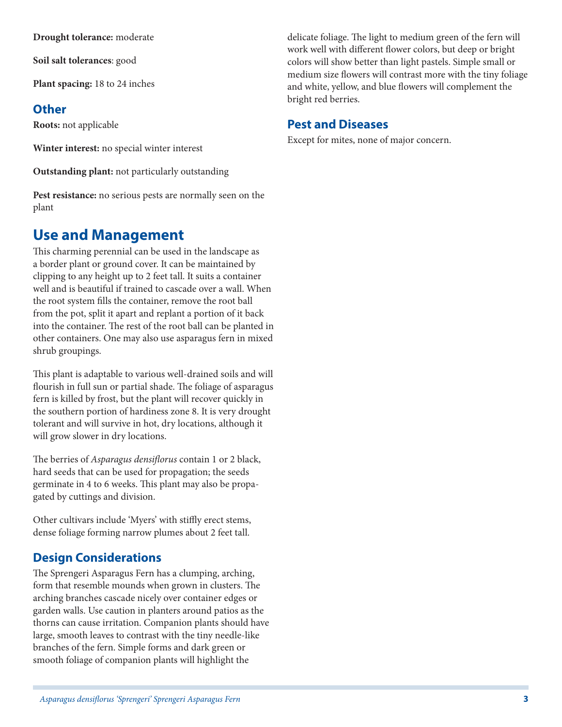**Drought tolerance:** moderate

**Soil salt tolerances**: good

**Plant spacing:** 18 to 24 inches

### Other

**Roots:** not applicable

**Winter interest:** no special winter interest

**Outstanding plant:** not particularly outstanding

**Pest resistance:** no serious pests are normally seen on the plant

## Use and Management

This charming perennial can be used in the landscape as a border plant or ground cover. It can be maintained by clipping to any height up to 2 feet tall. It suits a container well and is beautiful if trained to cascade over a wall. When the root system fills the container, remove the root ball from the pot, split it apart and replant a portion of it back into the container. The rest of the root ball can be planted in other containers. One may also use asparagus fern in mixed shrub groupings.

This plant is adaptable to various well-drained soils and will flourish in full sun or partial shade. The foliage of asparagus fern is killed by frost, but the plant will recover quickly in the southern portion of hardiness zone 8. It is very drought tolerant and will survive in hot, dry locations, although it will grow slower in dry locations.

The berries of *Asparagus densiflorus* contain 1 or 2 black, hard seeds that can be used for propagation; the seeds germinate in 4 to 6 weeks. This plant may also be propagated by cuttings and division.

Other cultivars include 'Myers' with stiffly erect stems, dense foliage forming narrow plumes about 2 feet tall.

### Design Considerations

The Sprengeri Asparagus Fern has a clumping, arching, form that resemble mounds when grown in clusters. The arching branches cascade nicely over container edges or garden walls. Use caution in planters around patios as the thorns can cause irritation. Companion plants should have large, smooth leaves to contrast with the tiny needle-like branches of the fern. Simple forms and dark green or smooth foliage of companion plants will highlight the delicate foliage. The light to medium green of the fern will work well with different flower colors, but deep or bright colors will show better than light pastels. Simple small or medium size flowers will contrast more with the tiny foliage and white, yellow, and blue flowers will complement the bright red berries.

### Pest and Diseases

Except for mites, none of major concern.